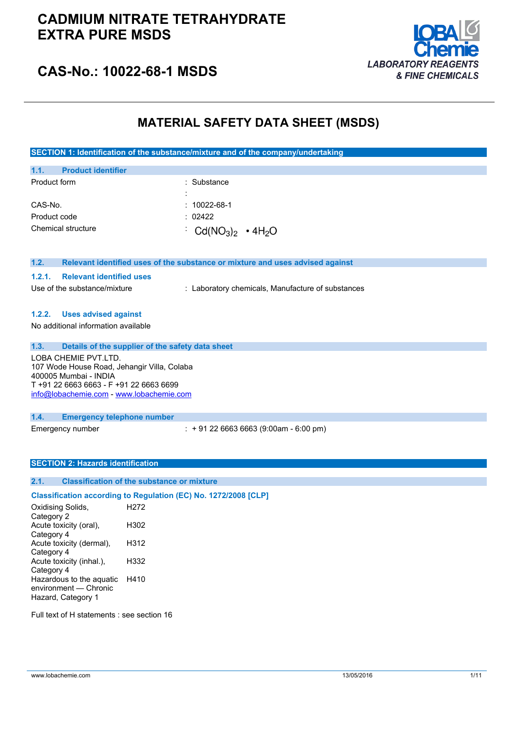# CADMIUM NITRATE TETRAHYDRATE EXTRA PURE MSDS

## CAS-No.: 10022-68-1 MSDS

LOBA Chemie
*LABORATORY REAGENTS & FINE CHEMICALS*

# MATERIAL SAFETY DATA SHEET (MSDS)

## SECTION 1: Identification of the substance/mixture and of the company/undertaking

### 1.1. Product identifier

| | |
|---|---|
| Product form | : Substance |
| | : |
| CAS-No. | : 10022-68-1 |
| Product code | : 02422 |
| Chemical structure | : $Cd(NO_3)_2 \cdot 4H_2O$ |

### 1.2. Relevant identified uses of the substance or mixture and uses advised against

#### 1.2.1. Relevant identified uses

| | |
|---|---|
| Use of the substance/mixture | : Laboratory chemicals, Manufacture of substances |

#### 1.2.2. Uses advised against

No additional information available

### 1.3. Details of the supplier of the safety data sheet

LOBA CHEMIE PVT.LTD.
107 Wode House Road, Jehangir Villa, Colaba
400005 Mumbai - INDIA
T +91 22 6663 6663 - F +91 22 6663 6699
info@lobachemie.com - www.lobachemie.com

### 1.4. Emergency telephone number

| | |
|---|---|
| Emergency number | : + 91 22 6663 6663 (9:00am - 6:00 pm) |

## SECTION 2: Hazards identification

### 2.1. Classification of the substance or mixture

**Classification according to Regulation (EC) No. 1272/2008 [CLP]**

| | |
|---|---|
| Oxidising Solids, Category 2 | H272 |
| Acute toxicity (oral), Category 4 | H302 |
| Acute toxicity (dermal), Category 4 | H312 |
| Acute toxicity (inhal.), Category 4 | H332 |
| Hazardous to the aquatic environment — Chronic Hazard, Category 1 | H410 |

Full text of H statements : see section 16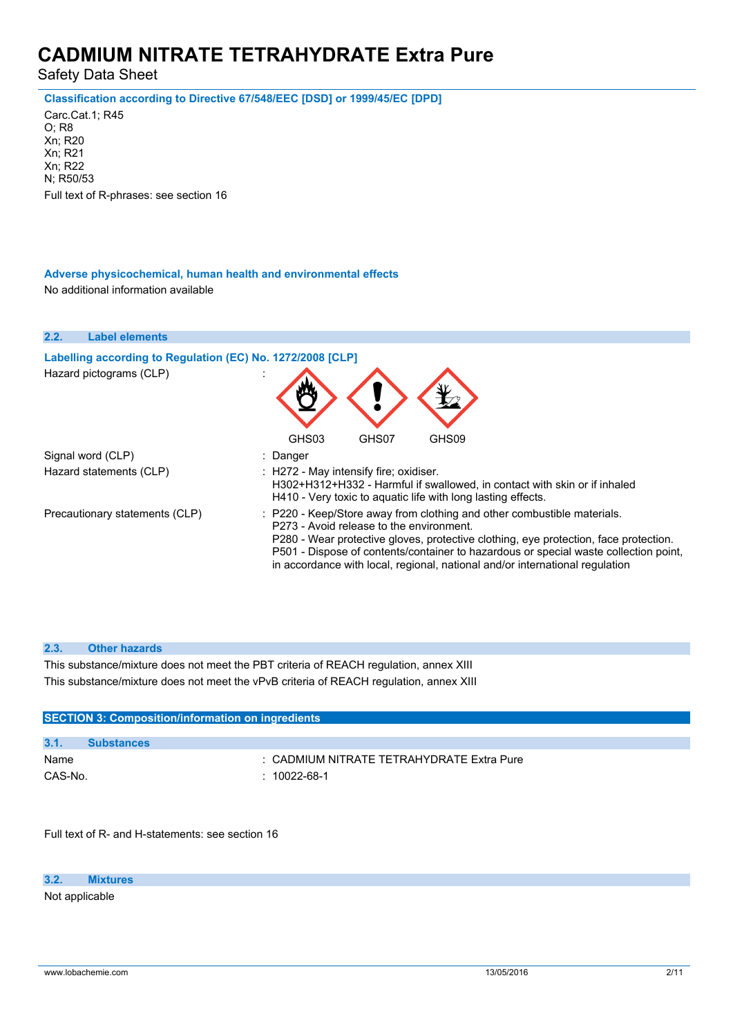**Classification according to Directive 67/548/EEC [DSD] or 1999/45/EC [DPD]**

Carc.Cat.1; R45
O; R8
Xn; R20
Xn; R21
Xn; R22
N; R50/53

Full text of R-phrases: see section 16

**Adverse physicochemical, human health and environmental effects**

No additional information available

### 2.2. Label elements

**Labelling according to Regulation (EC) No. 1272/2008 [CLP]**

Hazard pictograms (CLP) :

GHS03 GHS07 GHS09

Signal word (CLP) : Danger

Hazard statements (CLP) : H272 - May intensify fire; oxidiser.
H302+H312+H332 - Harmful if swallowed, in contact with skin or if inhaled
H410 - Very toxic to aquatic life with long lasting effects.

Precautionary statements (CLP) : P220 - Keep/Store away from clothing and other combustible materials.
P273 - Avoid release to the environment.
P280 - Wear protective gloves, protective clothing, eye protection, face protection.
P501 - Dispose of contents/container to hazardous or special waste collection point, in accordance with local, regional, national and/or international regulation

### 2.3. Other hazards

This substance/mixture does not meet the PBT criteria of REACH regulation, annex XIII

This substance/mixture does not meet the vPvB criteria of REACH regulation, annex XIII

## SECTION 3: Composition/information on ingredients

### 3.1. Substances

Name : CADMIUM NITRATE TETRAHYDRATE Extra Pure

CAS-No. : 10022-68-1

Full text of R- and H-statements: see section 16

### 3.2. Mixtures

Not applicable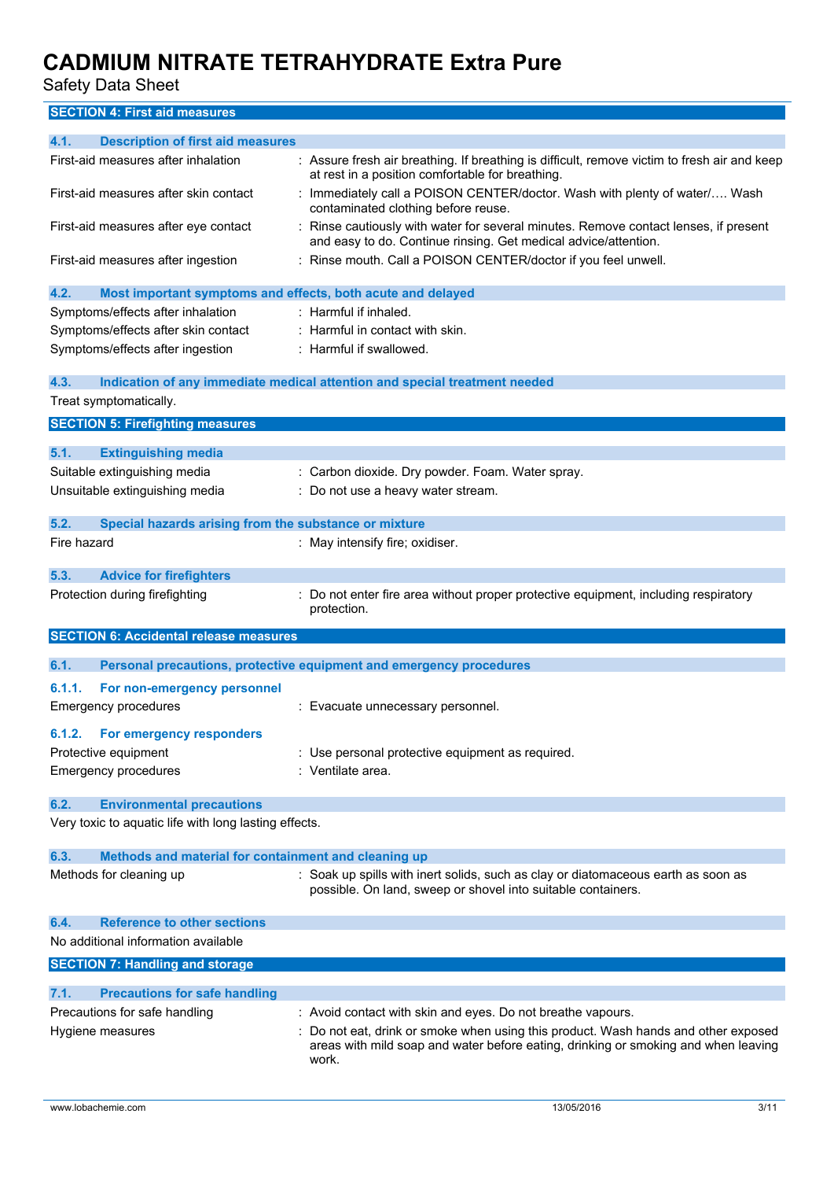## SECTION 4: First aid measures

### 4.1. Description of first aid measures

| | |
|---|---|
| First-aid measures after inhalation | : Assure fresh air breathing. If breathing is difficult, remove victim to fresh air and keep at rest in a position comfortable for breathing. |
| First-aid measures after skin contact | : Immediately call a POISON CENTER/doctor. Wash with plenty of water/…. Wash contaminated clothing before reuse. |
| First-aid measures after eye contact | : Rinse cautiously with water for several minutes. Remove contact lenses, if present and easy to do. Continue rinsing. Get medical advice/attention. |
| First-aid measures after ingestion | : Rinse mouth. Call a POISON CENTER/doctor if you feel unwell. |

### 4.2. Most important symptoms and effects, both acute and delayed

| | |
|---|---|
| Symptoms/effects after inhalation | : Harmful if inhaled. |
| Symptoms/effects after skin contact | : Harmful in contact with skin. |
| Symptoms/effects after ingestion | : Harmful if swallowed. |

### 4.3. Indication of any immediate medical attention and special treatment needed

Treat symptomatically.

## SECTION 5: Firefighting measures

### 5.1. Extinguishing media

| | |
|---|---|
| Suitable extinguishing media | : Carbon dioxide. Dry powder. Foam. Water spray. |
| Unsuitable extinguishing media | : Do not use a heavy water stream. |

### 5.2. Special hazards arising from the substance or mixture

| | |
|---|---|
| Fire hazard | : May intensify fire; oxidiser. |

### 5.3. Advice for firefighters

| | |
|---|---|
| Protection during firefighting | : Do not enter fire area without proper protective equipment, including respiratory protection. |

## SECTION 6: Accidental release measures

### 6.1. Personal precautions, protective equipment and emergency procedures

#### 6.1.1. For non-emergency personnel

| | |
|---|---|
| Emergency procedures | : Evacuate unnecessary personnel. |

#### 6.1.2. For emergency responders

| | |
|---|---|
| Protective equipment | : Use personal protective equipment as required. |
| Emergency procedures | : Ventilate area. |

### 6.2. Environmental precautions

Very toxic to aquatic life with long lasting effects.

### 6.3. Methods and material for containment and cleaning up

| | |
|---|---|
| Methods for cleaning up | : Soak up spills with inert solids, such as clay or diatomaceous earth as soon as possible. On land, sweep or shovel into suitable containers. |

### 6.4. Reference to other sections

No additional information available

## SECTION 7: Handling and storage

### 7.1. Precautions for safe handling

| | |
|---|---|
| Precautions for safe handling | : Avoid contact with skin and eyes. Do not breathe vapours. |
| Hygiene measures | : Do not eat, drink or smoke when using this product. Wash hands and other exposed areas with mild soap and water before eating, drinking or smoking and when leaving work. |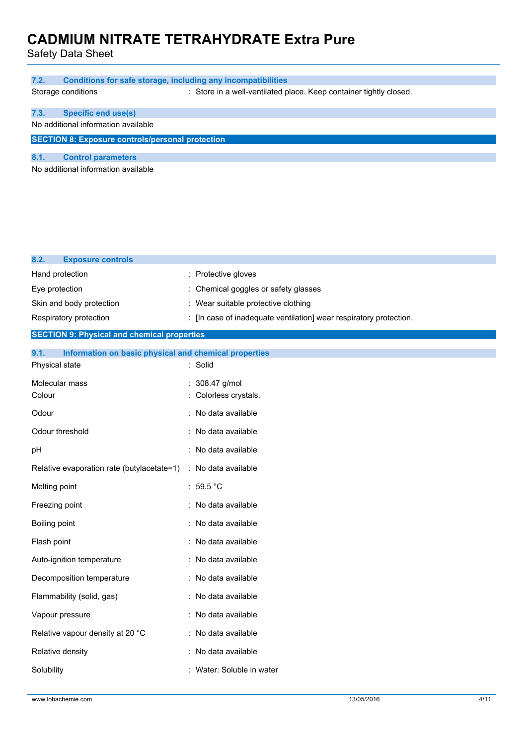### 7.2. Conditions for safe storage, including any incompatibilities

Storage conditions : Store in a well-ventilated place. Keep container tightly closed.

### 7.3. Specific end use(s)

No additional information available

## SECTION 8: Exposure controls/personal protection

### 8.1. Control parameters

No additional information available

### 8.2. Exposure controls

| | |
|---|---|
| Hand protection | : Protective gloves |
| Eye protection | : Chemical goggles or safety glasses |
| Skin and body protection | : Wear suitable protective clothing |
| Respiratory protection | : [In case of inadequate ventilation] wear respiratory protection. |

## SECTION 9: Physical and chemical properties

### 9.1. Information on basic physical and chemical properties

| | |
|---|---|
| Physical state | : Solid |
| Molecular mass | : 308.47 g/mol |
| Colour | : Colorless crystals. |
| Odour | : No data available |
| Odour threshold | : No data available |
| pH | : No data available |
| Relative evaporation rate (butylacetate=1) | : No data available |
| Melting point | : 59.5 °C |
| Freezing point | : No data available |
| Boiling point | : No data available |
| Flash point | : No data available |
| Auto-ignition temperature | : No data available |
| Decomposition temperature | : No data available |
| Flammability (solid, gas) | : No data available |
| Vapour pressure | : No data available |
| Relative vapour density at 20 °C | : No data available |
| Relative density | : No data available |
| Solubility | : Water: Soluble in water |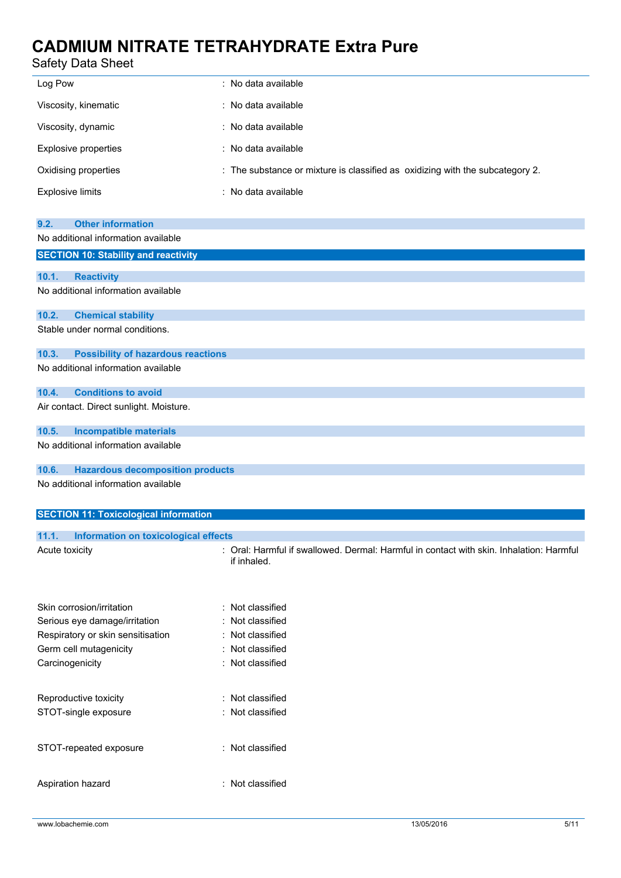| | |
|---|---|
| Log Pow | : No data available |
| Viscosity, kinematic | : No data available |
| Viscosity, dynamic | : No data available |
| Explosive properties | : No data available |
| Oxidising properties | : The substance or mixture is classified as oxidizing with the subcategory 2. |
| Explosive limits | : No data available |

### 9.2. Other information

No additional information available

## SECTION 10: Stability and reactivity

### 10.1. Reactivity

No additional information available

### 10.2. Chemical stability

Stable under normal conditions.

### 10.3. Possibility of hazardous reactions

No additional information available

### 10.4. Conditions to avoid

Air contact. Direct sunlight. Moisture.

### 10.5. Incompatible materials

No additional information available

### 10.6. Hazardous decomposition products

No additional information available

## SECTION 11: Toxicological information

### 11.1. Information on toxicological effects

| | |
|---|---|
| Acute toxicity | : Oral: Harmful if swallowed. Dermal: Harmful in contact with skin. Inhalation: Harmful if inhaled. |
| Skin corrosion/irritation | : Not classified |
| Serious eye damage/irritation | : Not classified |
| Respiratory or skin sensitisation | : Not classified |
| Germ cell mutagenicity | : Not classified |
| Carcinogenicity | : Not classified |
| Reproductive toxicity | : Not classified |
| STOT-single exposure | : Not classified |
| STOT-repeated exposure | : Not classified |
| Aspiration hazard | : Not classified |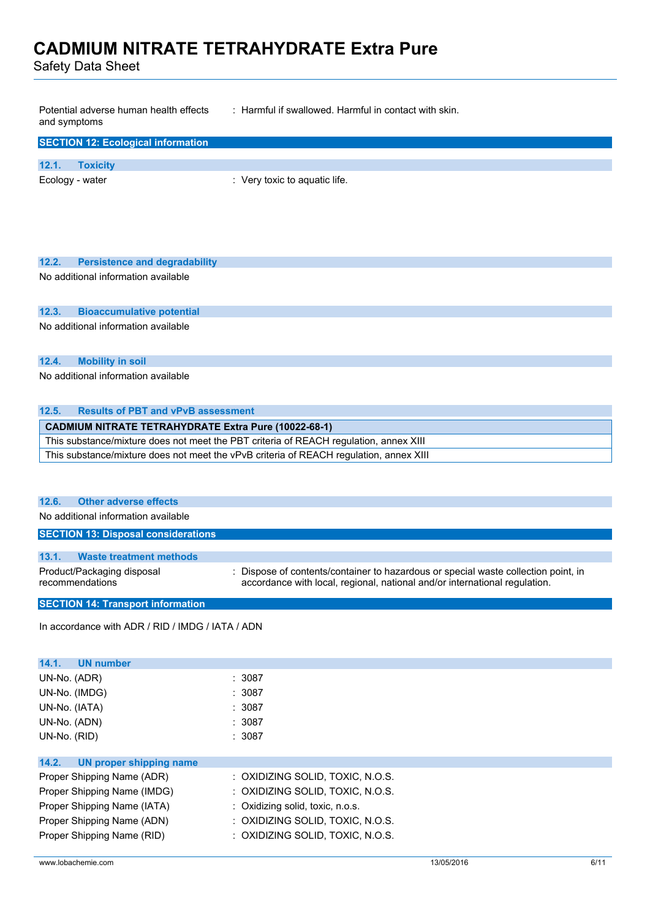Potential adverse human health effects and symptoms : Harmful if swallowed. Harmful in contact with skin.

## SECTION 12: Ecological information

### 12.1. Toxicity

Ecology - water : Very toxic to aquatic life.

### 12.2. Persistence and degradability

No additional information available

### 12.3. Bioaccumulative potential

No additional information available

### 12.4. Mobility in soil

No additional information available

### 12.5. Results of PBT and vPvB assessment

| CADMIUM NITRATE TETRAHYDRATE Extra Pure (10022-68-1) |
|---|
| This substance/mixture does not meet the PBT criteria of REACH regulation, annex XIII |
| This substance/mixture does not meet the vPvB criteria of REACH regulation, annex XIII |

### 12.6. Other adverse effects

No additional information available

## SECTION 13: Disposal considerations

### 13.1. Waste treatment methods

Product/Packaging disposal recommendations : Dispose of contents/container to hazardous or special waste collection point, in accordance with local, regional, national and/or international regulation.

## SECTION 14: Transport information

In accordance with ADR / RID / IMDG / IATA / ADN

### 14.1. UN number

UN-No. (ADR) : 3087

UN-No. (IMDG) : 3087

UN-No. (IATA) : 3087

UN-No. (ADN) : 3087

UN-No. (RID) : 3087

### 14.2. UN proper shipping name

Proper Shipping Name (ADR) : OXIDIZING SOLID, TOXIC, N.O.S.

Proper Shipping Name (IMDG) : OXIDIZING SOLID, TOXIC, N.O.S.

Proper Shipping Name (IATA) : Oxidizing solid, toxic, n.o.s.

Proper Shipping Name (ADN) : OXIDIZING SOLID, TOXIC, N.O.S.

Proper Shipping Name (RID) : OXIDIZING SOLID, TOXIC, N.O.S.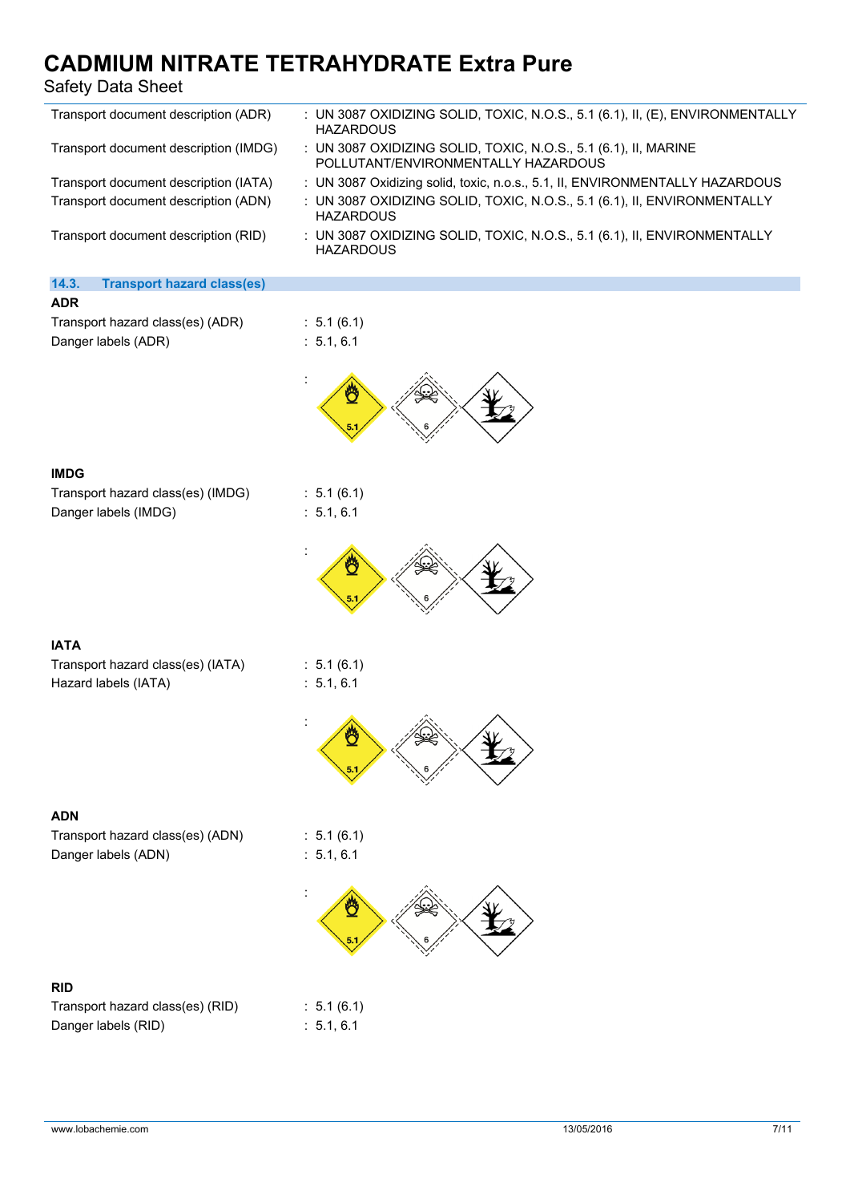| | |
|---|---|
| Transport document description (ADR) | : UN 3087 OXIDIZING SOLID, TOXIC, N.O.S., 5.1 (6.1), II, (E), ENVIRONMENTALLY HAZARDOUS |
| Transport document description (IMDG) | : UN 3087 OXIDIZING SOLID, TOXIC, N.O.S., 5.1 (6.1), II, MARINE POLLUTANT/ENVIRONMENTALLY HAZARDOUS |
| Transport document description (IATA) | : UN 3087 Oxidizing solid, toxic, n.o.s., 5.1, II, ENVIRONMENTALLY HAZARDOUS |
| Transport document description (ADN) | : UN 3087 OXIDIZING SOLID, TOXIC, N.O.S., 5.1 (6.1), II, ENVIRONMENTALLY HAZARDOUS |
| Transport document description (RID) | : UN 3087 OXIDIZING SOLID, TOXIC, N.O.S., 5.1 (6.1), II, ENVIRONMENTALLY HAZARDOUS |

### 14.3. Transport hazard class(es)

**ADR**

| | |
|---|---|
| Transport hazard class(es) (ADR) | : 5.1 (6.1) |
| Danger labels (ADR) | : 5.1, 6.1 |

:

**IMDG**

| | |
|---|---|
| Transport hazard class(es) (IMDG) | : 5.1 (6.1) |
| Danger labels (IMDG) | : 5.1, 6.1 |

:

**IATA**

| | |
|---|---|
| Transport hazard class(es) (IATA) | : 5.1 (6.1) |
| Hazard labels (IATA) | : 5.1, 6.1 |

:

**ADN**

| | |
|---|---|
| Transport hazard class(es) (ADN) | : 5.1 (6.1) |
| Danger labels (ADN) | : 5.1, 6.1 |

:

**RID**

| | |
|---|---|
| Transport hazard class(es) (RID) | : 5.1 (6.1) |
| Danger labels (RID) | : 5.1, 6.1 |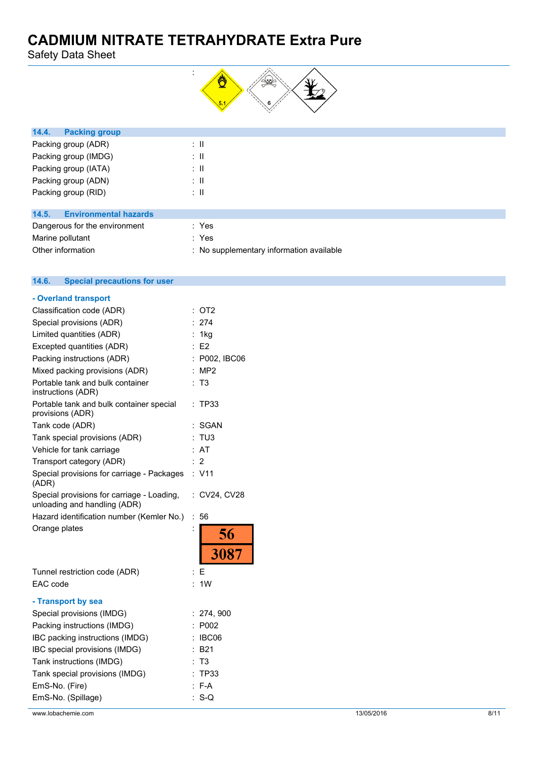:

## 14.4. Packing group

| | |
|---|---|
| Packing group (ADR) | : II |
| Packing group (IMDG) | : II |
| Packing group (IATA) | : II |
| Packing group (ADN) | : II |
| Packing group (RID) | : II |

## 14.5. Environmental hazards

| | |
|---|---|
| Dangerous for the environment | : Yes |
| Marine pollutant | : Yes |
| Other information | : No supplementary information available |

## 14.6. Special precautions for user

### - Overland transport

| | |
|---|---|
| Classification code (ADR) | : OT2 |
| Special provisions (ADR) | : 274 |
| Limited quantities (ADR) | : 1kg |
| Excepted quantities (ADR) | : E2 |
| Packing instructions (ADR) | : P002, IBC06 |
| Mixed packing provisions (ADR) | : MP2 |
| Portable tank and bulk container instructions (ADR) | : T3 |
| Portable tank and bulk container special provisions (ADR) | : TP33 |
| Tank code (ADR) | : SGAN |
| Tank special provisions (ADR) | : TU3 |
| Vehicle for tank carriage | : AT |
| Transport category (ADR) | : 2 |
| Special provisions for carriage - Packages (ADR) | : V11 |
| Special provisions for carriage - Loading, unloading and handling (ADR) | : CV24, CV28 |
| Hazard identification number (Kemler No.) | : 56 |
| Orange plates | : 56 / 3087 |
| Tunnel restriction code (ADR) | : E |
| EAC code | : 1W |

### - Transport by sea

| | |
|---|---|
| Special provisions (IMDG) | : 274, 900 |
| Packing instructions (IMDG) | : P002 |
| IBC packing instructions (IMDG) | : IBC06 |
| IBC special provisions (IMDG) | : B21 |
| Tank instructions (IMDG) | : T3 |
| Tank special provisions (IMDG) | : TP33 |
| EmS-No. (Fire) | : F-A |
| EmS-No. (Spillage) | : S-Q |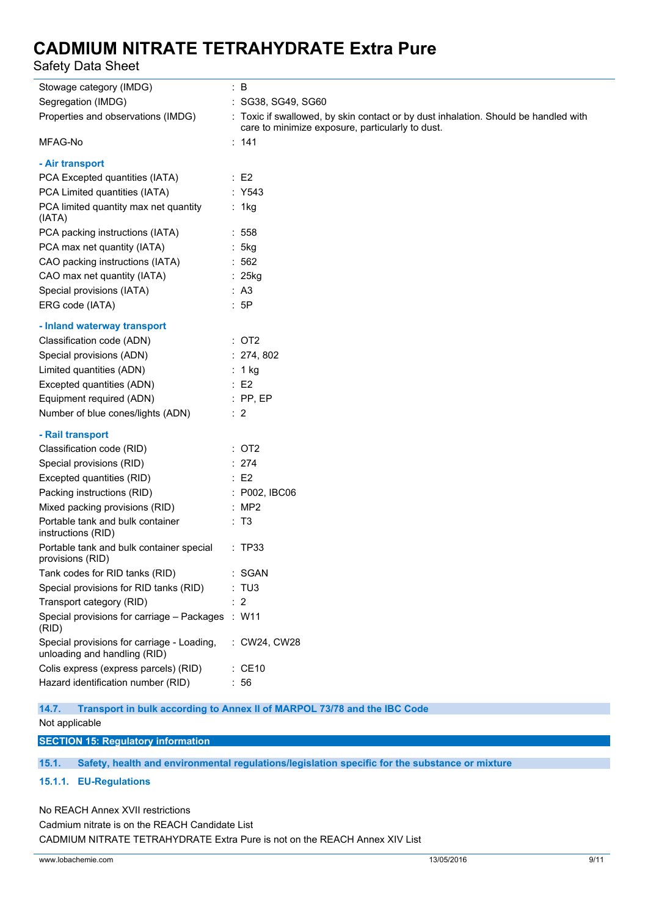| | |
|---|---|
| Stowage category (IMDG) | : B |
| Segregation (IMDG) | : SG38, SG49, SG60 |
| Properties and observations (IMDG) | : Toxic if swallowed, by skin contact or by dust inhalation. Should be handled with care to minimize exposure, particularly to dust. |
| MFAG-No | : 141 |

**- Air transport**

| | |
|---|---|
| PCA Excepted quantities (IATA) | : E2 |
| PCA Limited quantities (IATA) | : Y543 |
| PCA limited quantity max net quantity (IATA) | : 1kg |
| PCA packing instructions (IATA) | : 558 |
| PCA max net quantity (IATA) | : 5kg |
| CAO packing instructions (IATA) | : 562 |
| CAO max net quantity (IATA) | : 25kg |
| Special provisions (IATA) | : A3 |
| ERG code (IATA) | : 5P |

**- Inland waterway transport**

| | |
|---|---|
| Classification code (ADN) | : OT2 |
| Special provisions (ADN) | : 274, 802 |
| Limited quantities (ADN) | : 1 kg |
| Excepted quantities (ADN) | : E2 |
| Equipment required (ADN) | : PP, EP |
| Number of blue cones/lights (ADN) | : 2 |

**- Rail transport**

| | |
|---|---|
| Classification code (RID) | : OT2 |
| Special provisions (RID) | : 274 |
| Excepted quantities (RID) | : E2 |
| Packing instructions (RID) | : P002, IBC06 |
| Mixed packing provisions (RID) | : MP2 |
| Portable tank and bulk container instructions (RID) | : T3 |
| Portable tank and bulk container special provisions (RID) | : TP33 |
| Tank codes for RID tanks (RID) | : SGAN |
| Special provisions for RID tanks (RID) | : TU3 |
| Transport category (RID) | : 2 |
| Special provisions for carriage – Packages (RID) | : W11 |
| Special provisions for carriage - Loading, unloading and handling (RID) | : CW24, CW28 |
| Colis express (express parcels) (RID) | : CE10 |
| Hazard identification number (RID) | : 56 |

### 14.7. Transport in bulk according to Annex II of MARPOL 73/78 and the IBC Code

Not applicable

## SECTION 15: Regulatory information

### 15.1. Safety, health and environmental regulations/legislation specific for the substance or mixture

#### 15.1.1. EU-Regulations

No REACH Annex XVII restrictions

Cadmium nitrate is on the REACH Candidate List

CADMIUM NITRATE TETRAHYDRATE Extra Pure is not on the REACH Annex XIV List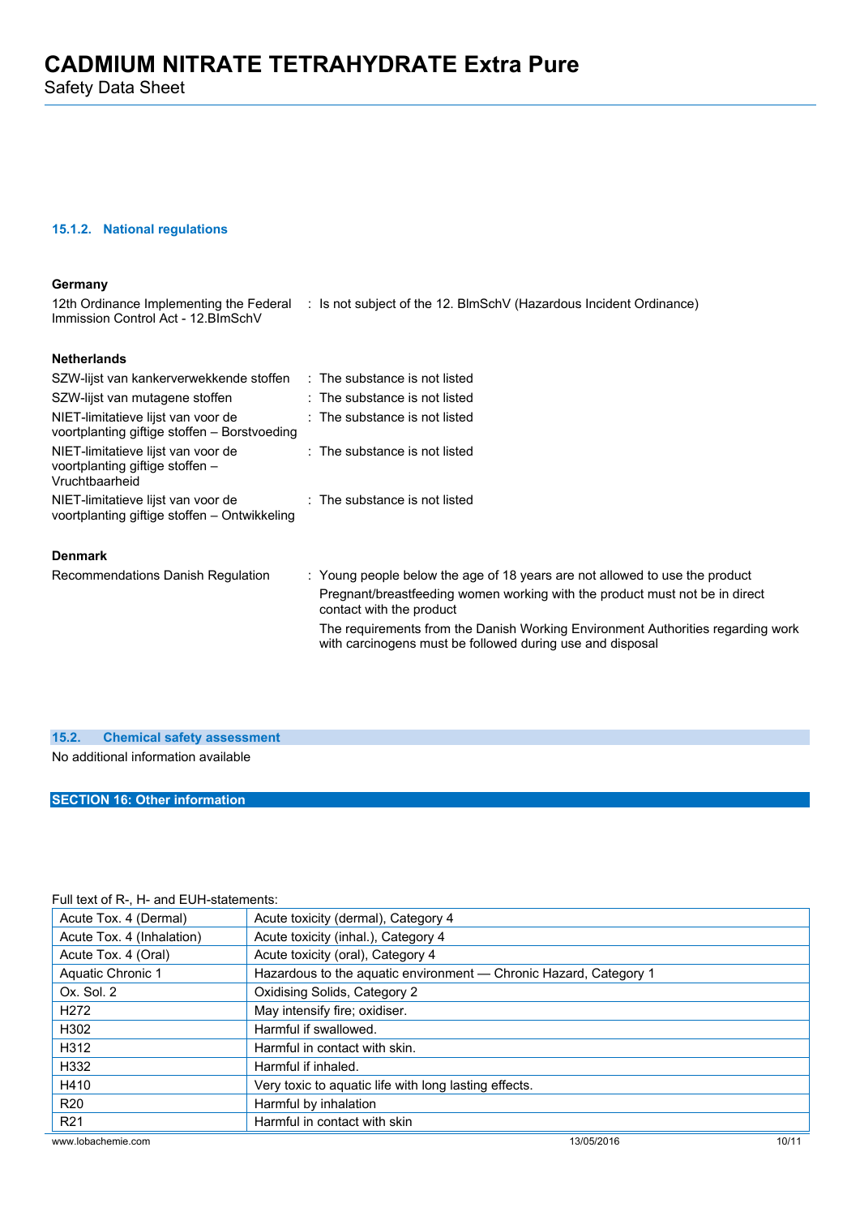#### 15.1.2. National regulations

**Germany**

| | |
|---|---|
| 12th Ordinance Implementing the Federal Immission Control Act - 12.BImSchV | : Is not subject of the 12. BlmSchV (Hazardous Incident Ordinance) |

**Netherlands**

| | |
|---|---|
| SZW-lijst van kankerverwekkende stoffen | : The substance is not listed |
| SZW-lijst van mutagene stoffen | : The substance is not listed |
| NIET-limitatieve lijst van voor de voortplanting giftige stoffen – Borstvoeding | : The substance is not listed |
| NIET-limitatieve lijst van voor de voortplanting giftige stoffen – Vruchtbaarheid | : The substance is not listed |
| NIET-limitatieve lijst van voor de voortplanting giftige stoffen – Ontwikkeling | : The substance is not listed |

**Denmark**

| | |
|---|---|
| Recommendations Danish Regulation | : Young people below the age of 18 years are not allowed to use the product<br>Pregnant/breastfeeding women working with the product must not be in direct contact with the product<br>The requirements from the Danish Working Environment Authorities regarding work with carcinogens must be followed during use and disposal |

### 15.2. Chemical safety assessment

No additional information available

## SECTION 16: Other information

Full text of R-, H- and EUH-statements:

| | |
|---|---|
| Acute Tox. 4 (Dermal) | Acute toxicity (dermal), Category 4 |
| Acute Tox. 4 (Inhalation) | Acute toxicity (inhal.), Category 4 |
| Acute Tox. 4 (Oral) | Acute toxicity (oral), Category 4 |
| Aquatic Chronic 1 | Hazardous to the aquatic environment — Chronic Hazard, Category 1 |
| Ox. Sol. 2 | Oxidising Solids, Category 2 |
| H272 | May intensify fire; oxidiser. |
| H302 | Harmful if swallowed. |
| H312 | Harmful in contact with skin. |
| H332 | Harmful if inhaled. |
| H410 | Very toxic to aquatic life with long lasting effects. |
| R20 | Harmful by inhalation |
| R21 | Harmful in contact with skin |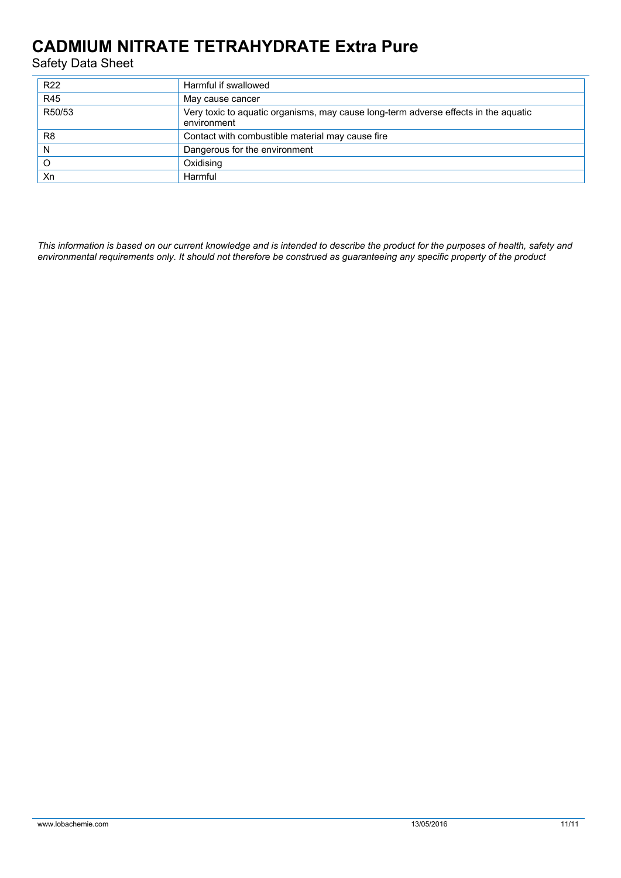| | |
|---|---|
| R22 | Harmful if swallowed |
| R45 | May cause cancer |
| R50/53 | Very toxic to aquatic organisms, may cause long-term adverse effects in the aquatic environment |
| R8 | Contact with combustible material may cause fire |
| N | Dangerous for the environment |
| O | Oxidising |
| Xn | Harmful |

*This information is based on our current knowledge and is intended to describe the product for the purposes of health, safety and environmental requirements only. It should not therefore be construed as guaranteeing any specific property of the product*